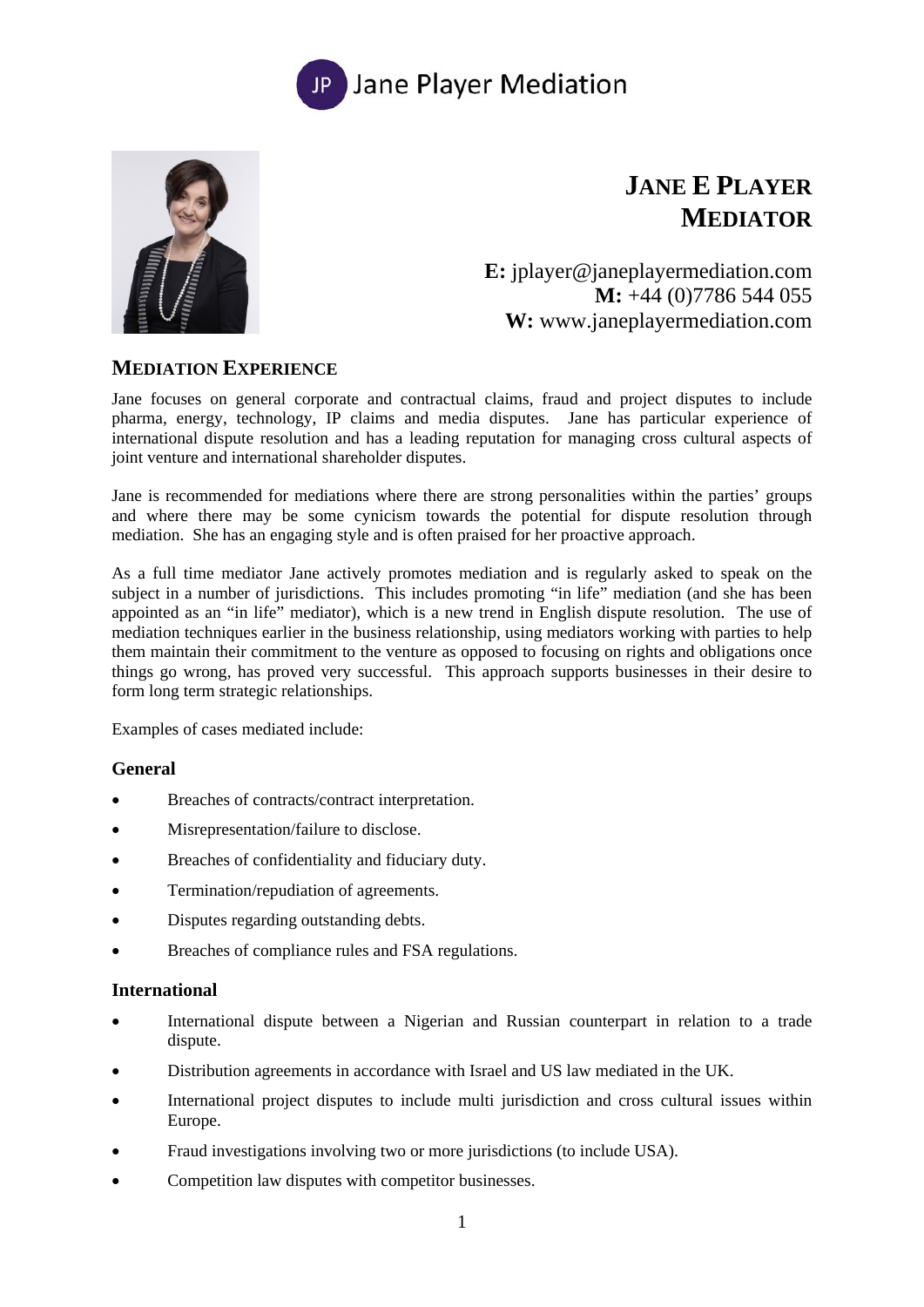Jane Player Mediation

# JANE E PLAYER
# MEDIATOR

**E:** jplayer@janeplayermediation.com
**M:** +44 (0)7786 544 055
**W:** www.janeplayermediation.com

## MEDIATION EXPERIENCE

Jane focuses on general corporate and contractual claims, fraud and project disputes to include pharma, energy, technology, IP claims and media disputes. Jane has particular experience of international dispute resolution and has a leading reputation for managing cross cultural aspects of joint venture and international shareholder disputes.

Jane is recommended for mediations where there are strong personalities within the parties' groups and where there may be some cynicism towards the potential for dispute resolution through mediation. She has an engaging style and is often praised for her proactive approach.

As a full time mediator Jane actively promotes mediation and is regularly asked to speak on the subject in a number of jurisdictions. This includes promoting "in life" mediation (and she has been appointed as an "in life" mediator), which is a new trend in English dispute resolution. The use of mediation techniques earlier in the business relationship, using mediators working with parties to help them maintain their commitment to the venture as opposed to focusing on rights and obligations once things go wrong, has proved very successful. This approach supports businesses in their desire to form long term strategic relationships.

Examples of cases mediated include:

### General

- Breaches of contracts/contract interpretation.
- Misrepresentation/failure to disclose.
- Breaches of confidentiality and fiduciary duty.
- Termination/repudiation of agreements.
- Disputes regarding outstanding debts.
- Breaches of compliance rules and FSA regulations.

### International

- International dispute between a Nigerian and Russian counterpart in relation to a trade dispute.
- Distribution agreements in accordance with Israel and US law mediated in the UK.
- International project disputes to include multi jurisdiction and cross cultural issues within Europe.
- Fraud investigations involving two or more jurisdictions (to include USA).
- Competition law disputes with competitor businesses.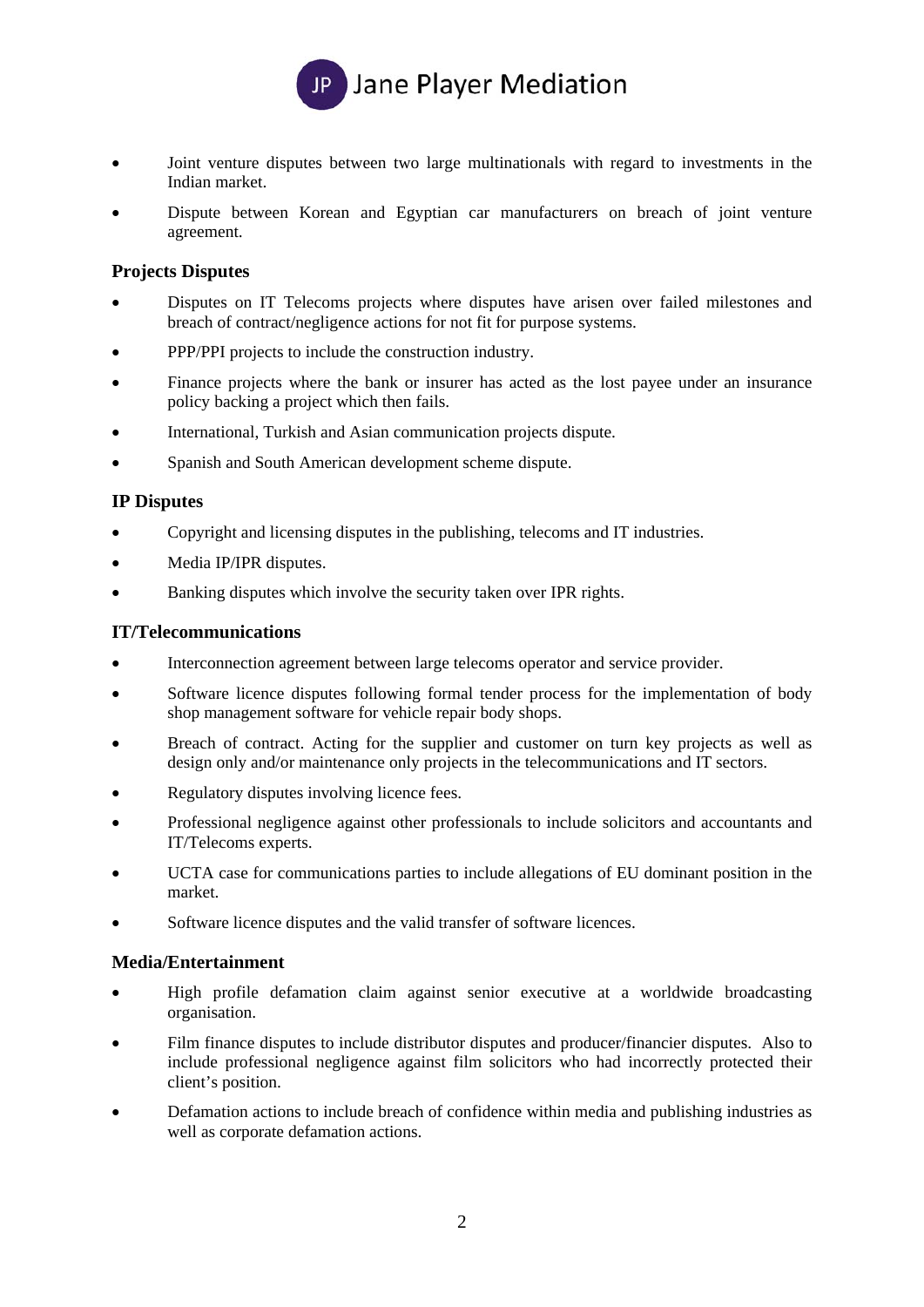- Joint venture disputes between two large multinationals with regard to investments in the Indian market.
- Dispute between Korean and Egyptian car manufacturers on breach of joint venture agreement.

### Projects Disputes

- Disputes on IT Telecoms projects where disputes have arisen over failed milestones and breach of contract/negligence actions for not fit for purpose systems.
- PPP/PPI projects to include the construction industry.
- Finance projects where the bank or insurer has acted as the lost payee under an insurance policy backing a project which then fails.
- International, Turkish and Asian communication projects dispute.
- Spanish and South American development scheme dispute.

### IP Disputes

- Copyright and licensing disputes in the publishing, telecoms and IT industries.
- Media IP/IPR disputes.
- Banking disputes which involve the security taken over IPR rights.

### IT/Telecommunications

- Interconnection agreement between large telecoms operator and service provider.
- Software licence disputes following formal tender process for the implementation of body shop management software for vehicle repair body shops.
- Breach of contract. Acting for the supplier and customer on turn key projects as well as design only and/or maintenance only projects in the telecommunications and IT sectors.
- Regulatory disputes involving licence fees.
- Professional negligence against other professionals to include solicitors and accountants and IT/Telecoms experts.
- UCTA case for communications parties to include allegations of EU dominant position in the market.
- Software licence disputes and the valid transfer of software licences.

### Media/Entertainment

- High profile defamation claim against senior executive at a worldwide broadcasting organisation.
- Film finance disputes to include distributor disputes and producer/financier disputes. Also to include professional negligence against film solicitors who had incorrectly protected their client's position.
- Defamation actions to include breach of confidence within media and publishing industries as well as corporate defamation actions.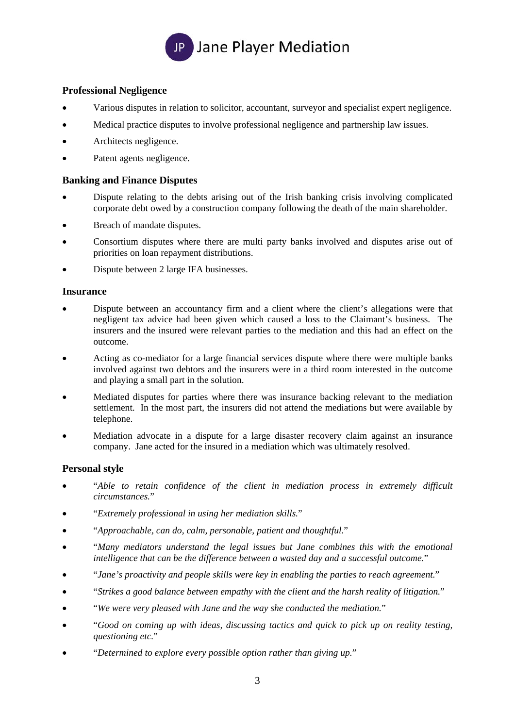### Professional Negligence

- Various disputes in relation to solicitor, accountant, surveyor and specialist expert negligence.
- Medical practice disputes to involve professional negligence and partnership law issues.
- Architects negligence.
- Patent agents negligence.

### Banking and Finance Disputes

- Dispute relating to the debts arising out of the Irish banking crisis involving complicated corporate debt owed by a construction company following the death of the main shareholder.
- Breach of mandate disputes.
- Consortium disputes where there are multi party banks involved and disputes arise out of priorities on loan repayment distributions.
- Dispute between 2 large IFA businesses.

### Insurance

- Dispute between an accountancy firm and a client where the client's allegations were that negligent tax advice had been given which caused a loss to the Claimant's business. The insurers and the insured were relevant parties to the mediation and this had an effect on the outcome.
- Acting as co-mediator for a large financial services dispute where there were multiple banks involved against two debtors and the insurers were in a third room interested in the outcome and playing a small part in the solution.
- Mediated disputes for parties where there was insurance backing relevant to the mediation settlement. In the most part, the insurers did not attend the mediations but were available by telephone.
- Mediation advocate in a dispute for a large disaster recovery claim against an insurance company. Jane acted for the insured in a mediation which was ultimately resolved.

### Personal style

- "*Able to retain confidence of the client in mediation process in extremely difficult circumstances.*"
- "*Extremely professional in using her mediation skills.*"
- "*Approachable, can do, calm, personable, patient and thoughtful.*"
- "*Many mediators understand the legal issues but Jane combines this with the emotional intelligence that can be the difference between a wasted day and a successful outcome.*"
- "*Jane's proactivity and people skills were key in enabling the parties to reach agreement.*"
- "*Strikes a good balance between empathy with the client and the harsh reality of litigation.*"
- "*We were very pleased with Jane and the way she conducted the mediation.*"
- "*Good on coming up with ideas, discussing tactics and quick to pick up on reality testing, questioning etc.*"
- "*Determined to explore every possible option rather than giving up.*"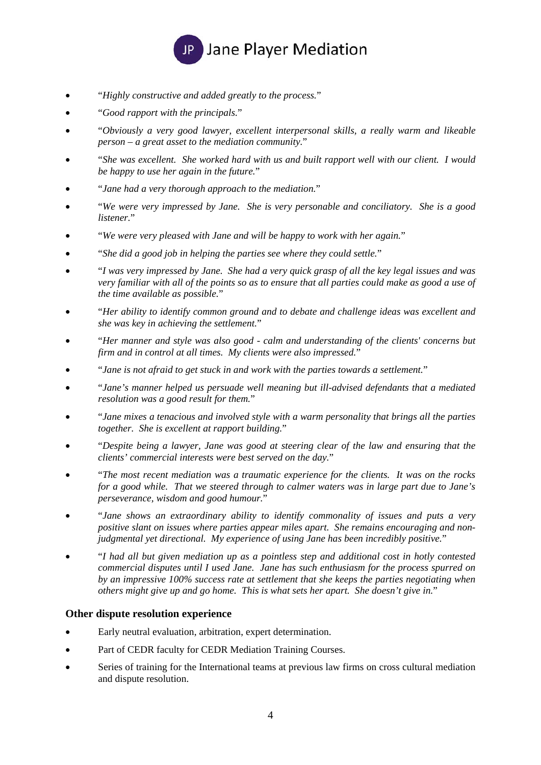- "*Highly constructive and added greatly to the process.*"
- "*Good rapport with the principals.*"
- "*Obviously a very good lawyer, excellent interpersonal skills, a really warm and likeable person – a great asset to the mediation community.*"
- "*She was excellent. She worked hard with us and built rapport well with our client. I would be happy to use her again in the future.*"
- "*Jane had a very thorough approach to the mediation.*"
- "*We were very impressed by Jane. She is very personable and conciliatory. She is a good listener.*"
- "*We were very pleased with Jane and will be happy to work with her again.*"
- "*She did a good job in helping the parties see where they could settle.*"
- "*I was very impressed by Jane. She had a very quick grasp of all the key legal issues and was very familiar with all of the points so as to ensure that all parties could make as good a use of the time available as possible.*"
- "*Her ability to identify common ground and to debate and challenge ideas was excellent and she was key in achieving the settlement.*"
- "*Her manner and style was also good - calm and understanding of the clients' concerns but firm and in control at all times. My clients were also impressed.*"
- "*Jane is not afraid to get stuck in and work with the parties towards a settlement.*"
- "*Jane's manner helped us persuade well meaning but ill-advised defendants that a mediated resolution was a good result for them.*"
- "*Jane mixes a tenacious and involved style with a warm personality that brings all the parties together. She is excellent at rapport building.*"
- "*Despite being a lawyer, Jane was good at steering clear of the law and ensuring that the clients' commercial interests were best served on the day.*"
- "*The most recent mediation was a traumatic experience for the clients. It was on the rocks for a good while. That we steered through to calmer waters was in large part due to Jane's perseverance, wisdom and good humour.*"
- "*Jane shows an extraordinary ability to identify commonality of issues and puts a very positive slant on issues where parties appear miles apart. She remains encouraging and non-judgmental yet directional. My experience of using Jane has been incredibly positive.*"
- "*I had all but given mediation up as a pointless step and additional cost in hotly contested commercial disputes until I used Jane. Jane has such enthusiasm for the process spurred on by an impressive 100% success rate at settlement that she keeps the parties negotiating when others might give up and go home. This is what sets her apart. She doesn't give in.*"

## Other dispute resolution experience

- Early neutral evaluation, arbitration, expert determination.
- Part of CEDR faculty for CEDR Mediation Training Courses.
- Series of training for the International teams at previous law firms on cross cultural mediation and dispute resolution.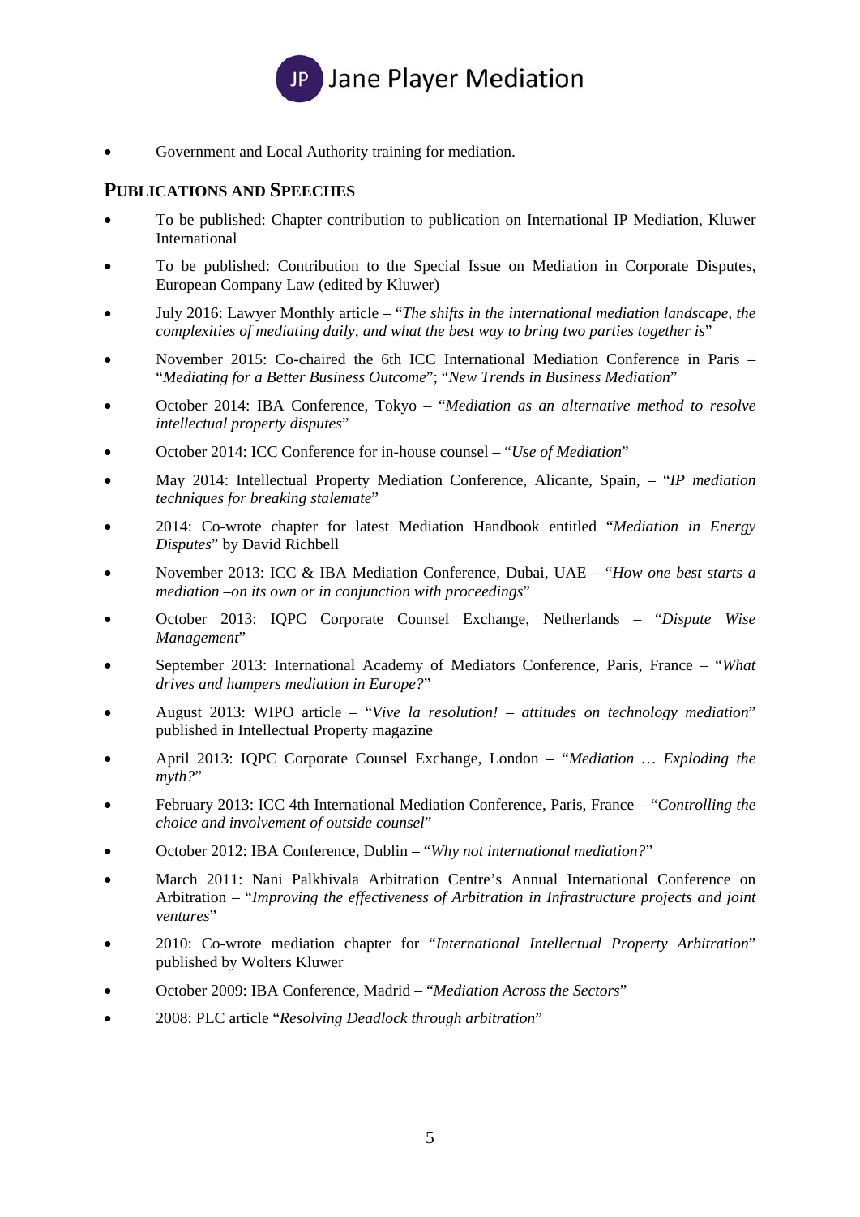- Government and Local Authority training for mediation.

## PUBLICATIONS AND SPEECHES

- To be published: Chapter contribution to publication on International IP Mediation, Kluwer International
- To be published: Contribution to the Special Issue on Mediation in Corporate Disputes, European Company Law (edited by Kluwer)
- July 2016: Lawyer Monthly article – "*The shifts in the international mediation landscape, the complexities of mediating daily, and what the best way to bring two parties together is*"
- November 2015: Co-chaired the 6th ICC International Mediation Conference in Paris – "*Mediating for a Better Business Outcome*"; "*New Trends in Business Mediation*"
- October 2014: IBA Conference, Tokyo – "*Mediation as an alternative method to resolve intellectual property disputes*"
- October 2014: ICC Conference for in-house counsel – "*Use of Mediation*"
- May 2014: Intellectual Property Mediation Conference, Alicante, Spain, – "*IP mediation techniques for breaking stalemate*"
- 2014: Co-wrote chapter for latest Mediation Handbook entitled "*Mediation in Energy Disputes*" by David Richbell
- November 2013: ICC & IBA Mediation Conference, Dubai, UAE – "*How one best starts a mediation –on its own or in conjunction with proceedings*"
- October 2013: IQPC Corporate Counsel Exchange, Netherlands – "*Dispute Wise Management*"
- September 2013: International Academy of Mediators Conference, Paris, France – "*What drives and hampers mediation in Europe?*"
- August 2013: WIPO article – "*Vive la resolution! – attitudes on technology mediation*" published in Intellectual Property magazine
- April 2013: IQPC Corporate Counsel Exchange, London – "*Mediation … Exploding the myth?*"
- February 2013: ICC 4th International Mediation Conference, Paris, France – "*Controlling the choice and involvement of outside counsel*"
- October 2012: IBA Conference, Dublin – "*Why not international mediation?*"
- March 2011: Nani Palkhivala Arbitration Centre's Annual International Conference on Arbitration – "*Improving the effectiveness of Arbitration in Infrastructure projects and joint ventures*"
- 2010: Co-wrote mediation chapter for "*International Intellectual Property Arbitration*" published by Wolters Kluwer
- October 2009: IBA Conference, Madrid – "*Mediation Across the Sectors*"
- 2008: PLC article "*Resolving Deadlock through arbitration*"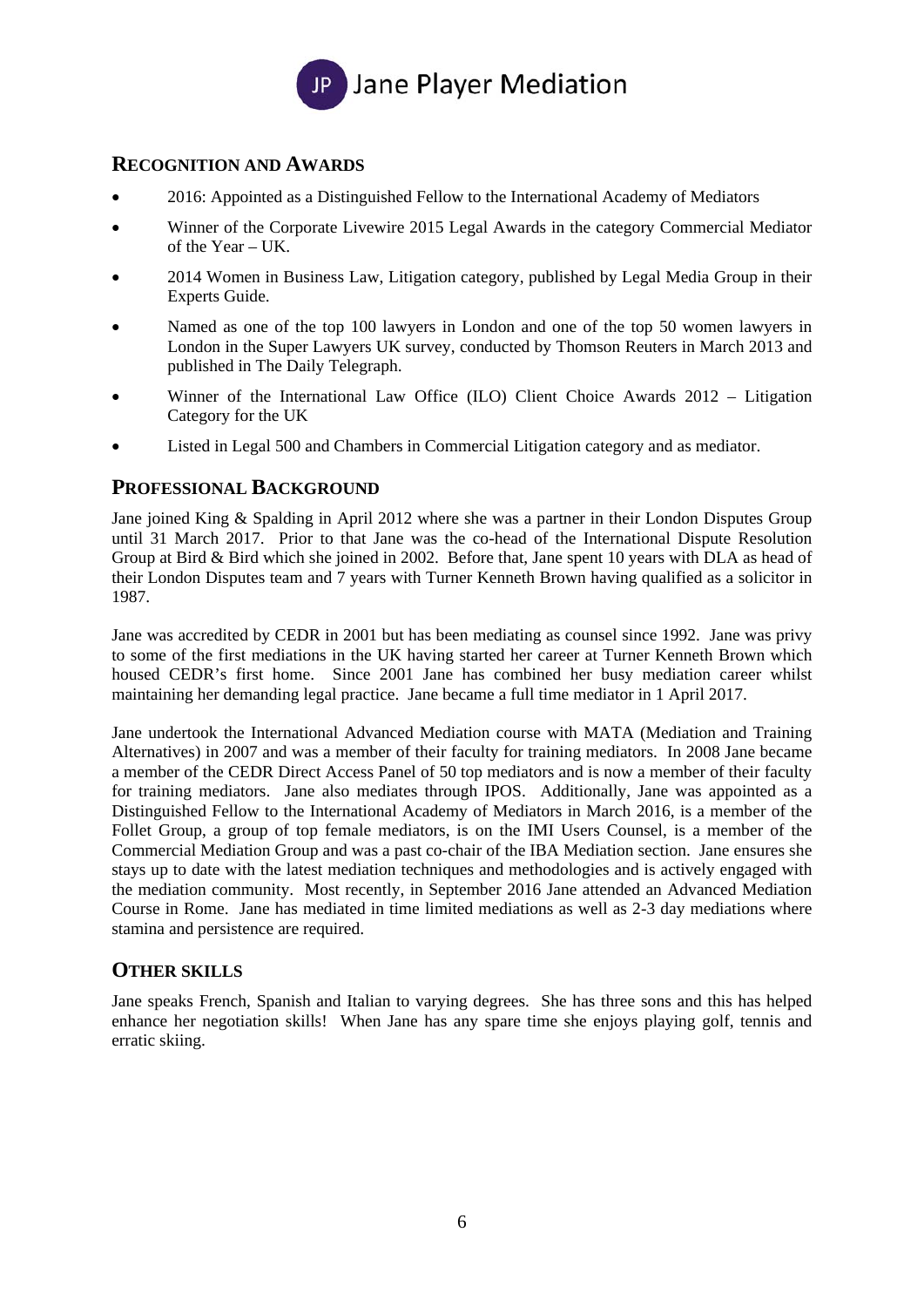JP Jane Player Mediation

## RECOGNITION AND AWARDS

- 2016: Appointed as a Distinguished Fellow to the International Academy of Mediators
- Winner of the Corporate Livewire 2015 Legal Awards in the category Commercial Mediator of the Year – UK.
- 2014 Women in Business Law, Litigation category, published by Legal Media Group in their Experts Guide.
- Named as one of the top 100 lawyers in London and one of the top 50 women lawyers in London in the Super Lawyers UK survey, conducted by Thomson Reuters in March 2013 and published in The Daily Telegraph.
- Winner of the International Law Office (ILO) Client Choice Awards 2012 – Litigation Category for the UK
- Listed in Legal 500 and Chambers in Commercial Litigation category and as mediator.

## PROFESSIONAL BACKGROUND

Jane joined King & Spalding in April 2012 where she was a partner in their London Disputes Group until 31 March 2017. Prior to that Jane was the co-head of the International Dispute Resolution Group at Bird & Bird which she joined in 2002. Before that, Jane spent 10 years with DLA as head of their London Disputes team and 7 years with Turner Kenneth Brown having qualified as a solicitor in 1987.

Jane was accredited by CEDR in 2001 but has been mediating as counsel since 1992. Jane was privy to some of the first mediations in the UK having started her career at Turner Kenneth Brown which housed CEDR's first home. Since 2001 Jane has combined her busy mediation career whilst maintaining her demanding legal practice. Jane became a full time mediator in 1 April 2017.

Jane undertook the International Advanced Mediation course with MATA (Mediation and Training Alternatives) in 2007 and was a member of their faculty for training mediators. In 2008 Jane became a member of the CEDR Direct Access Panel of 50 top mediators and is now a member of their faculty for training mediators. Jane also mediates through IPOS. Additionally, Jane was appointed as a Distinguished Fellow to the International Academy of Mediators in March 2016, is a member of the Follet Group, a group of top female mediators, is on the IMI Users Counsel, is a member of the Commercial Mediation Group and was a past co-chair of the IBA Mediation section. Jane ensures she stays up to date with the latest mediation techniques and methodologies and is actively engaged with the mediation community. Most recently, in September 2016 Jane attended an Advanced Mediation Course in Rome. Jane has mediated in time limited mediations as well as 2-3 day mediations where stamina and persistence are required.

## OTHER SKILLS

Jane speaks French, Spanish and Italian to varying degrees. She has three sons and this has helped enhance her negotiation skills! When Jane has any spare time she enjoys playing golf, tennis and erratic skiing.